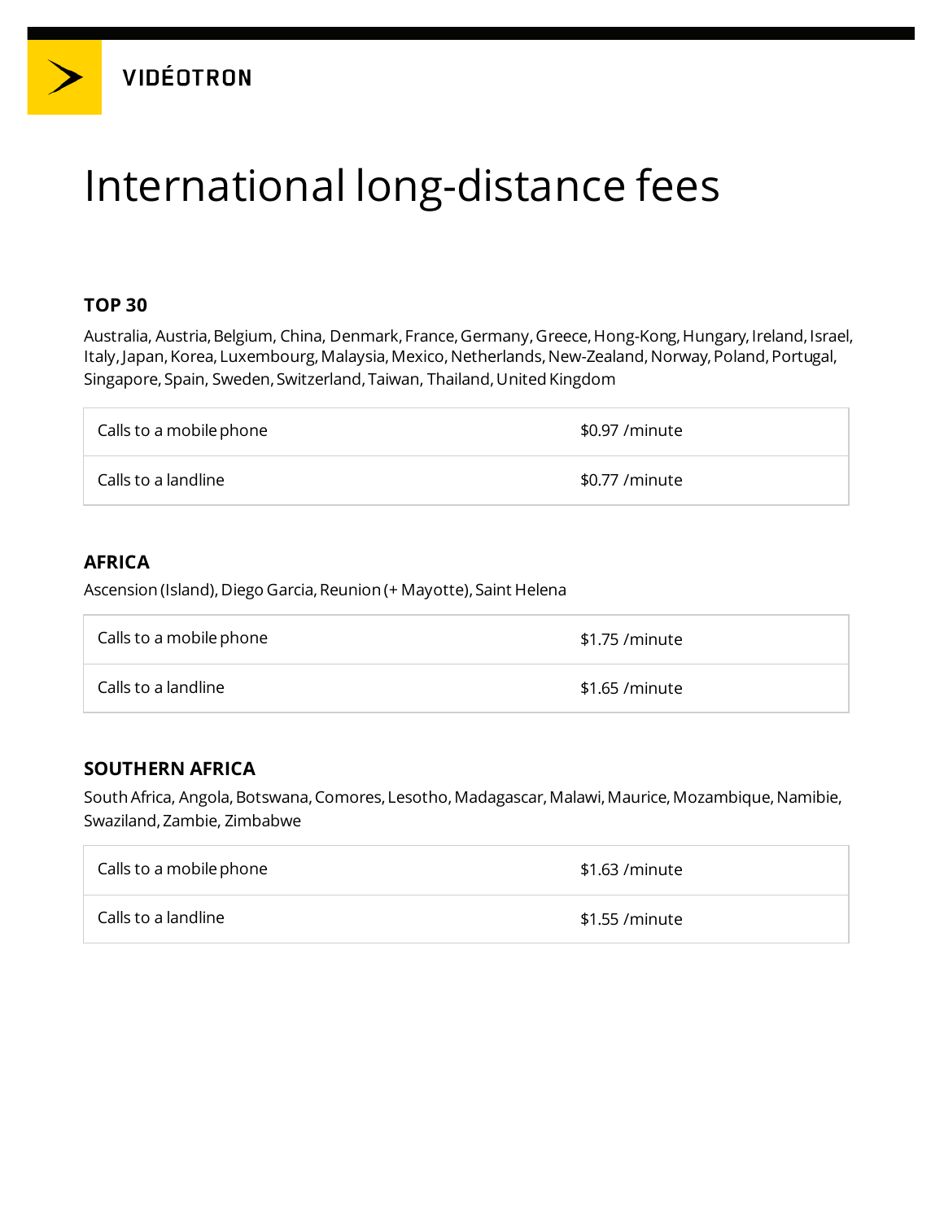VIDÉOTRON

# International long-distance fees

### TOP 30

Australia, Austria, Belgium, China, Denmark, France, Germany, Greece, Hong-Kong, Hungary, Ireland, Israel, Italy, Japan, Korea, Luxembourg, Malaysia, Mexico, Netherlands, New-Zealand, Norway, Poland, Portugal, Singapore, Spain, Sweden, Switzerland, Taiwan, Thailand, United Kingdom

| | |
|---|---|
| Calls to a mobile phone | $0.97 /minute |
| Calls to a landline | $0.77 /minute |

### AFRICA

Ascension (Island), Diego Garcia, Reunion (+ Mayotte), Saint Helena

| | |
|---|---|
| Calls to a mobile phone | $1.75 /minute |
| Calls to a landline | $1.65 /minute |

### SOUTHERN AFRICA

South Africa, Angola, Botswana, Comores, Lesotho, Madagascar, Malawi, Maurice, Mozambique, Namibie, Swaziland, Zambie, Zimbabwe

| | |
|---|---|
| Calls to a mobile phone | $1.63 /minute |
| Calls to a landline | $1.55 /minute |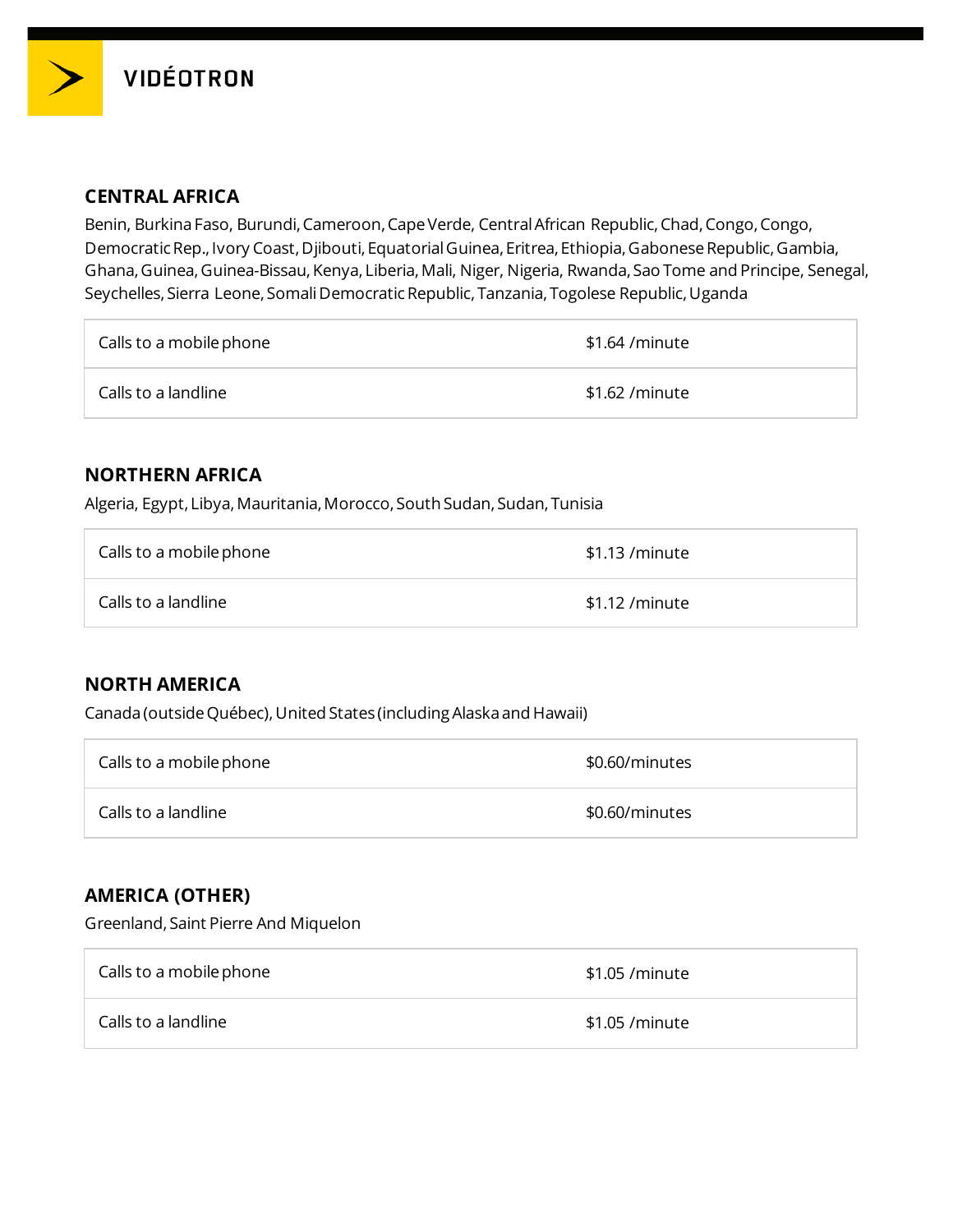## CENTRAL AFRICA

Benin, Burkina Faso, Burundi, Cameroon, Cape Verde, Central African Republic, Chad, Congo, Congo, Democratic Rep., Ivory Coast, Djibouti, Equatorial Guinea, Eritrea, Ethiopia, Gabonese Republic, Gambia, Ghana, Guinea, Guinea-Bissau, Kenya, Liberia, Mali, Niger, Nigeria, Rwanda, Sao Tome and Principe, Senegal, Seychelles, Sierra Leone, Somali Democratic Republic, Tanzania, Togolese Republic, Uganda

| | |
|---|---|
| Calls to a mobile phone | $1.64 /minute |
| Calls to a landline | $1.62 /minute |

## NORTHERN AFRICA

Algeria, Egypt, Libya, Mauritania, Morocco, South Sudan, Sudan, Tunisia

| | |
|---|---|
| Calls to a mobile phone | $1.13 /minute |
| Calls to a landline | $1.12 /minute |

## NORTH AMERICA

Canada (outside Québec), United States (including Alaska and Hawaii)

| | |
|---|---|
| Calls to a mobile phone | $0.60/minutes |
| Calls to a landline | $0.60/minutes |

## AMERICA (OTHER)

Greenland, Saint Pierre And Miquelon

| | |
|---|---|
| Calls to a mobile phone | $1.05 /minute |
| Calls to a landline | $1.05 /minute |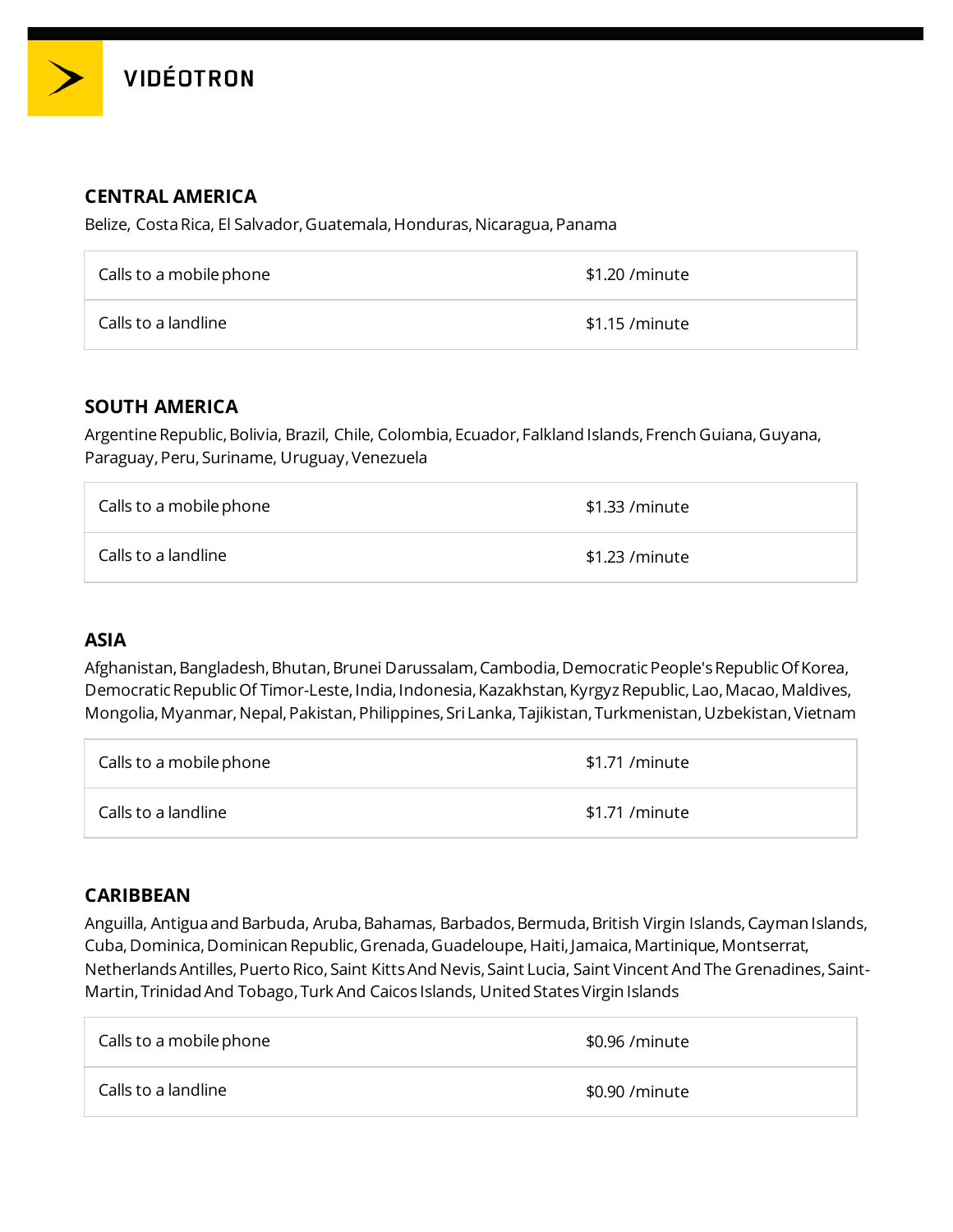## CENTRAL AMERICA

Belize, Costa Rica, El Salvador, Guatemala, Honduras, Nicaragua, Panama

| | |
|---|---|
| Calls to a mobile phone | $1.20 /minute |
| Calls to a landline | $1.15 /minute |

## SOUTH AMERICA

Argentine Republic, Bolivia, Brazil, Chile, Colombia, Ecuador, Falkland Islands, French Guiana, Guyana, Paraguay, Peru, Suriname, Uruguay, Venezuela

| | |
|---|---|
| Calls to a mobile phone | $1.33 /minute |
| Calls to a landline | $1.23 /minute |

## ASIA

Afghanistan, Bangladesh, Bhutan, Brunei Darussalam, Cambodia, Democratic People's Republic Of Korea, Democratic Republic Of Timor-Leste, India, Indonesia, Kazakhstan, Kyrgyz Republic, Lao, Macao, Maldives, Mongolia, Myanmar, Nepal, Pakistan, Philippines, Sri Lanka, Tajikistan, Turkmenistan, Uzbekistan, Vietnam

| | |
|---|---|
| Calls to a mobile phone | $1.71 /minute |
| Calls to a landline | $1.71 /minute |

## CARIBBEAN

Anguilla, Antigua and Barbuda, Aruba, Bahamas, Barbados, Bermuda, British Virgin Islands, Cayman Islands, Cuba, Dominica, Dominican Republic, Grenada, Guadeloupe, Haiti, Jamaica, Martinique, Montserrat, Netherlands Antilles, Puerto Rico, Saint Kitts And Nevis, Saint Lucia, Saint Vincent And The Grenadines, Saint-Martin, Trinidad And Tobago, Turk And Caicos Islands, United States Virgin Islands

| | |
|---|---|
| Calls to a mobile phone | $0.96 /minute |
| Calls to a landline | $0.90 /minute |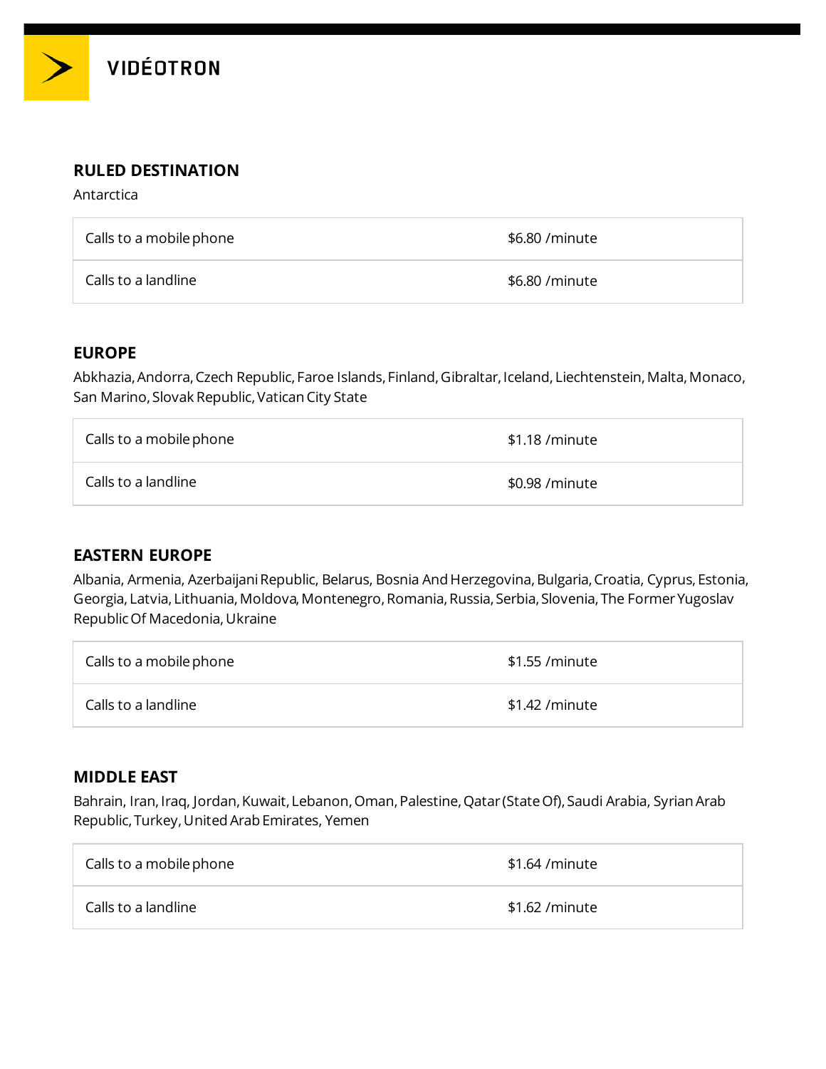## RULED DESTINATION

Antarctica

| Calls to a mobile phone | $6.80 /minute |
|---|---|
| Calls to a landline | $6.80 /minute |

## EUROPE

Abkhazia, Andorra, Czech Republic, Faroe Islands, Finland, Gibraltar, Iceland, Liechtenstein, Malta, Monaco, San Marino, Slovak Republic, Vatican City State

| Calls to a mobile phone | $1.18 /minute |
|---|---|
| Calls to a landline | $0.98 /minute |

## EASTERN EUROPE

Albania, Armenia, Azerbaijani Republic, Belarus, Bosnia And Herzegovina, Bulgaria, Croatia, Cyprus, Estonia, Georgia, Latvia, Lithuania, Moldova, Montenegro, Romania, Russia, Serbia, Slovenia, The Former Yugoslav Republic Of Macedonia, Ukraine

| Calls to a mobile phone | $1.55 /minute |
|---|---|
| Calls to a landline | $1.42 /minute |

## MIDDLE EAST

Bahrain, Iran, Iraq, Jordan, Kuwait, Lebanon, Oman, Palestine, Qatar (State Of), Saudi Arabia, Syrian Arab Republic, Turkey, United Arab Emirates, Yemen

| Calls to a mobile phone | $1.64 /minute |
|---|---|
| Calls to a landline | $1.62 /minute |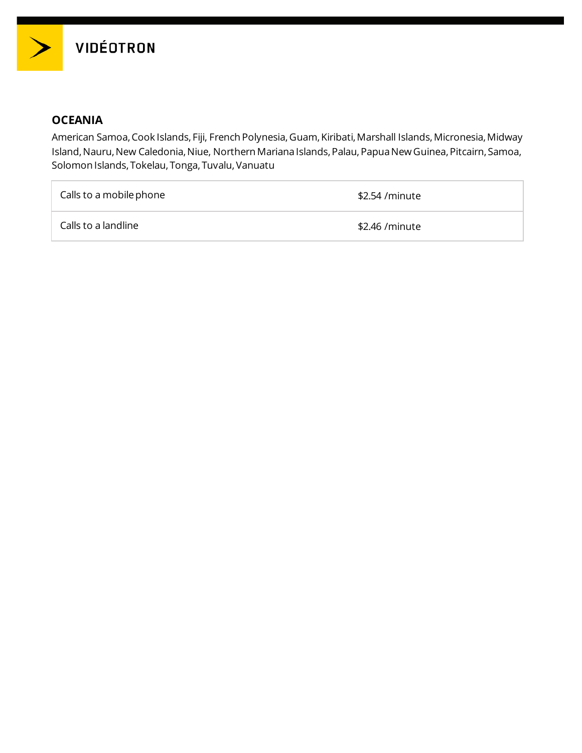## OCEANIA

American Samoa, Cook Islands, Fiji, French Polynesia, Guam, Kiribati, Marshall Islands, Micronesia, Midway Island, Nauru, New Caledonia, Niue, Northern Mariana Islands, Palau, Papua New Guinea, Pitcairn, Samoa, Solomon Islands, Tokelau, Tonga, Tuvalu, Vanuatu

| | |
|---|---|
| Calls to a mobile phone | $2.54 /minute |
| Calls to a landline | $2.46 /minute |